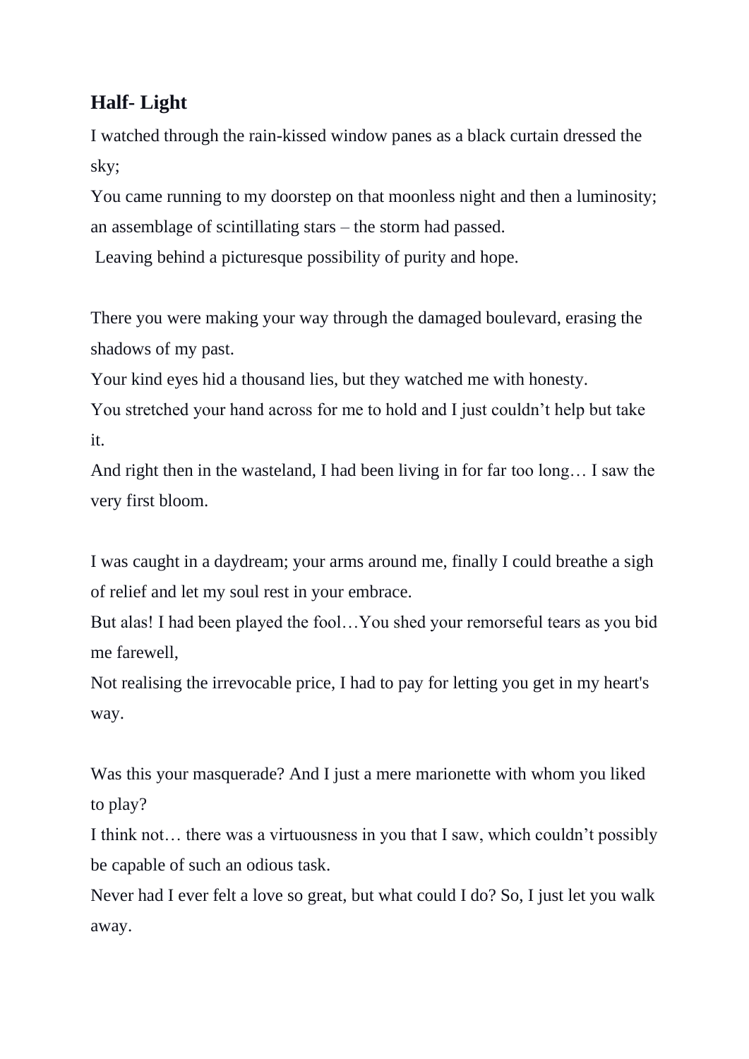## Half- Light

I watched through the rain-kissed window panes as a black curtain dressed the sky;
You came running to my doorstep on that moonless night and then a luminosity; an assemblage of scintillating stars – the storm had passed.
Leaving behind a picturesque possibility of purity and hope.

There you were making your way through the damaged boulevard, erasing the shadows of my past.
Your kind eyes hid a thousand lies, but they watched me with honesty.
You stretched your hand across for me to hold and I just couldn't help but take it.
And right then in the wasteland, I had been living in for far too long… I saw the very first bloom.

I was caught in a daydream; your arms around me, finally I could breathe a sigh of relief and let my soul rest in your embrace.
But alas! I had been played the fool…You shed your remorseful tears as you bid me farewell,
Not realising the irrevocable price, I had to pay for letting you get in my heart's way.

Was this your masquerade? And I just a mere marionette with whom you liked to play?
I think not… there was a virtuousness in you that I saw, which couldn't possibly be capable of such an odious task.
Never had I ever felt a love so great, but what could I do? So, I just let you walk away.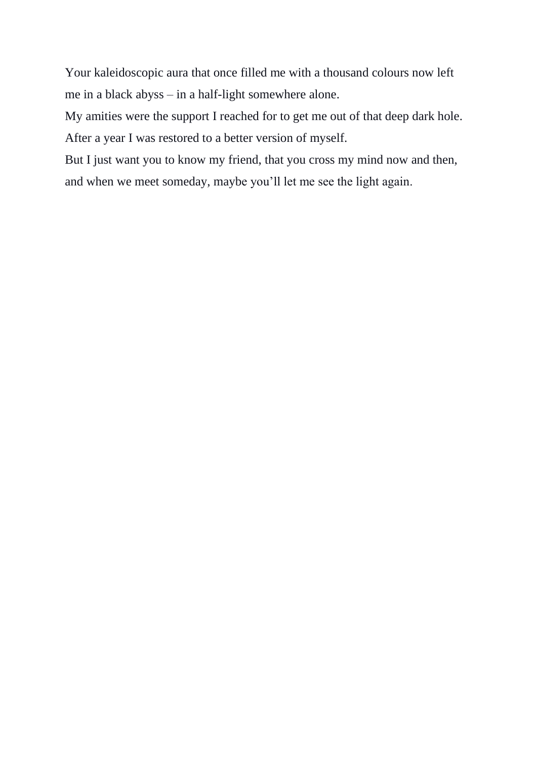Your kaleidoscopic aura that once filled me with a thousand colours now left me in a black abyss – in a half-light somewhere alone.

My amities were the support I reached for to get me out of that deep dark hole.

After a year I was restored to a better version of myself.

But I just want you to know my friend, that you cross my mind now and then, and when we meet someday, maybe you'll let me see the light again.